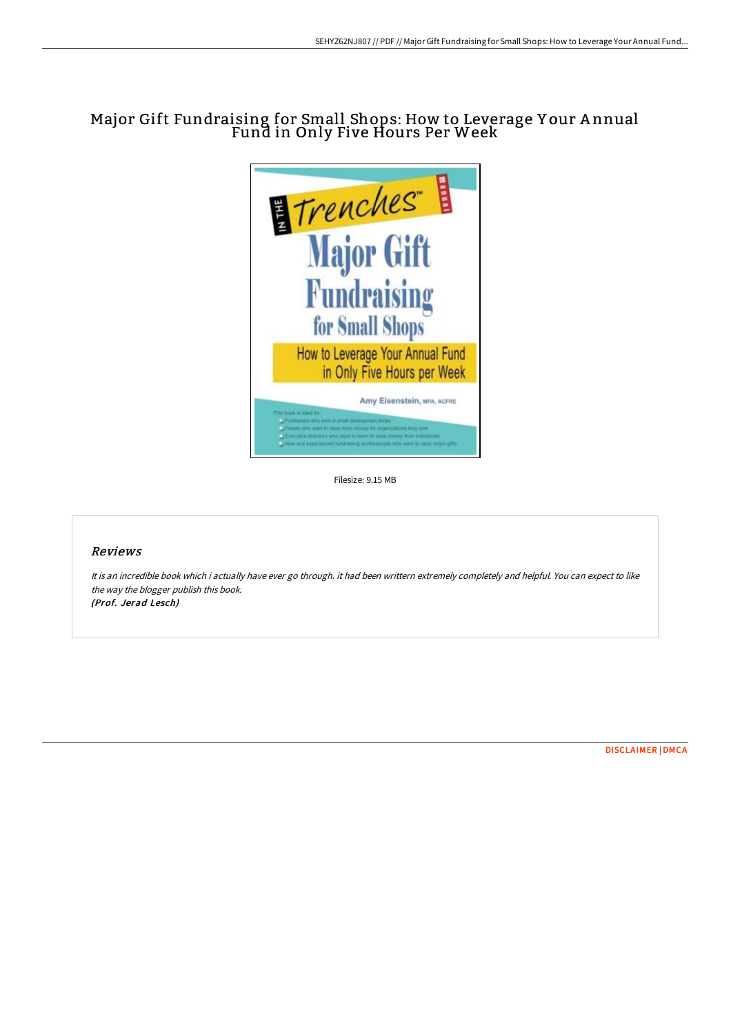# Major Gift Fundraising for Small Shops: How to Leverage Your Annual Fund in Only Five Hours Per Week

Filesize: 9.15 MB

## Reviews

*It is an incredible book which i actually have ever go through. it had been writtern extremely completely and helpful. You can expect to like the way the blogger publish this book.*
*(Prof. Jerad Lesch)*

DISCLAIMER | DMCA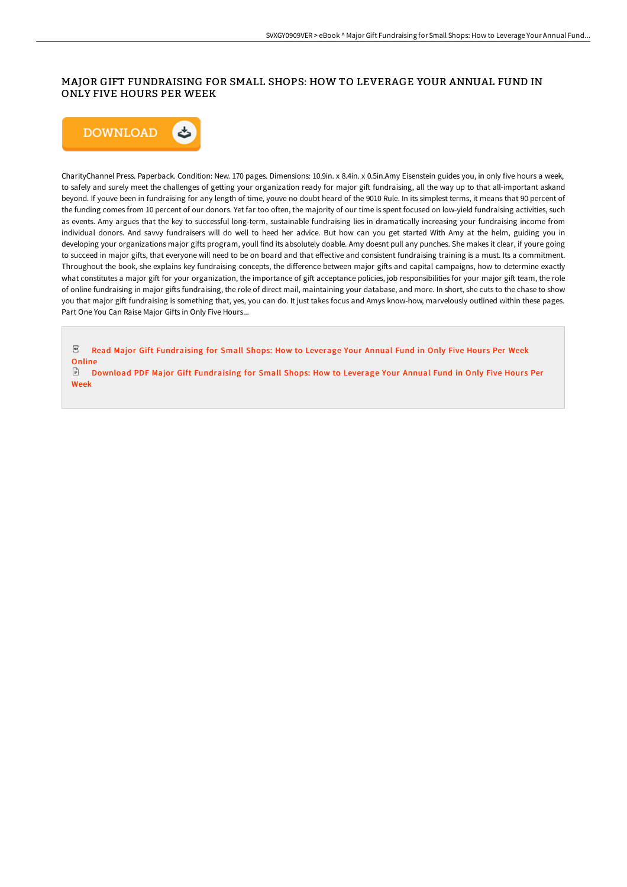# MAJOR GIFT FUNDRAISING FOR SMALL SHOPS: HOW TO LEVERAGE YOUR ANNUAL FUND IN ONLY FIVE HOURS PER WEEK

DOWNLOAD

CharityChannel Press. Paperback. Condition: New. 170 pages. Dimensions: 10.9in. x 8.4in. x 0.5in.Amy Eisenstein guides you, in only five hours a week, to safely and surely meet the challenges of getting your organization ready for major gift fundraising, all the way up to that all-important askand beyond. If youve been in fundraising for any length of time, youve no doubt heard of the 9010 Rule. In its simplest terms, it means that 90 percent of the funding comes from 10 percent of our donors. Yet far too often, the majority of our time is spent focused on low-yield fundraising activities, such as events. Amy argues that the key to successful long-term, sustainable fundraising lies in dramatically increasing your fundraising income from individual donors. And savvy fundraisers will do well to heed her advice. But how can you get started With Amy at the helm, guiding you in developing your organizations major gifts program, youll find its absolutely doable. Amy doesnt pull any punches. She makes it clear, if youre going to succeed in major gifts, that everyone will need to be on board and that effective and consistent fundraising training is a must. Its a commitment. Throughout the book, she explains key fundraising concepts, the difference between major gifts and capital campaigns, how to determine exactly what constitutes a major gift for your organization, the importance of gift acceptance policies, job responsibilities for your major gift team, the role of online fundraising in major gifts fundraising, the role of direct mail, maintaining your database, and more. In short, she cuts to the chase to show you that major gift fundraising is something that, yes, you can do. It just takes focus and Amys know-how, marvelously outlined within these pages. Part One You Can Raise Major Gifts in Only Five Hours...

Read Major Gift Fundraising for Small Shops: How to Leverage Your Annual Fund in Only Five Hours Per Week Online

Download PDF Major Gift Fundraising for Small Shops: How to Leverage Your Annual Fund in Only Five Hours Per Week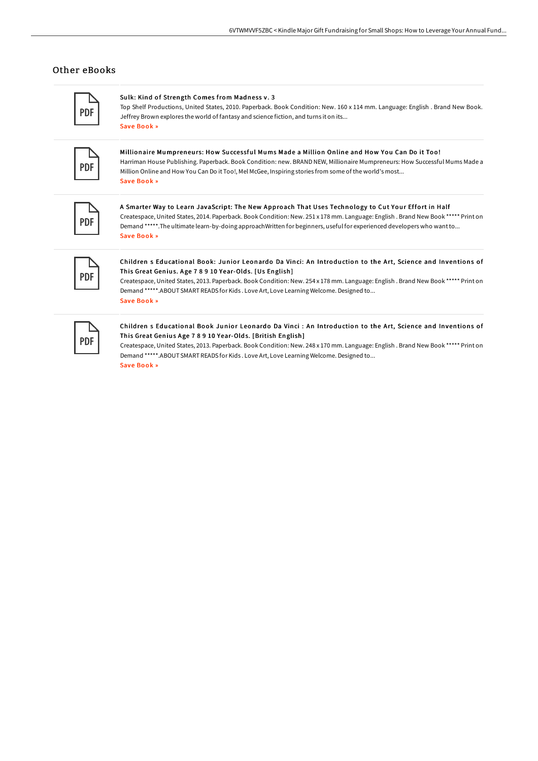## Other eBooks

**Sulk: Kind of Strength Comes from Madness v. 3**

Top Shelf Productions, United States, 2010. Paperback. Book Condition: New. 160 x 114 mm. Language: English . Brand New Book. Jeffrey Brown explores the world of fantasy and science fiction, and turns it on its...

Save Book »

**Millionaire Mumpreneurs: How Successful Mums Made a Million Online and How You Can Do it Too!**

Harriman House Publishing. Paperback. Book Condition: new. BRAND NEW, Millionaire Mumpreneurs: How Successful Mums Made a Million Online and How You Can Do it Too!, Mel McGee, Inspiring stories from some of the world's most...

Save Book »

**A Smarter Way to Learn JavaScript: The New Approach That Uses Technology to Cut Your Effort in Half**

Createspace, United States, 2014. Paperback. Book Condition: New. 251 x 178 mm. Language: English . Brand New Book ***** Print on Demand *****.The ultimate learn-by-doing approachWritten for beginners, useful for experienced developers who want to...

Save Book »

**Children s Educational Book: Junior Leonardo Da Vinci: An Introduction to the Art, Science and Inventions of This Great Genius. Age 7 8 9 10 Year-Olds. [Us English]**

Createspace, United States, 2013. Paperback. Book Condition: New. 254 x 178 mm. Language: English . Brand New Book ***** Print on Demand *****.ABOUT SMART READS for Kids . Love Art, Love Learning Welcome. Designed to...

Save Book »

**Children s Educational Book Junior Leonardo Da Vinci : An Introduction to the Art, Science and Inventions of This Great Genius Age 7 8 9 10 Year-Olds. [British English]**

Createspace, United States, 2013. Paperback. Book Condition: New. 248 x 170 mm. Language: English . Brand New Book ***** Print on Demand *****.ABOUT SMART READS for Kids . Love Art, Love Learning Welcome. Designed to...

Save Book »